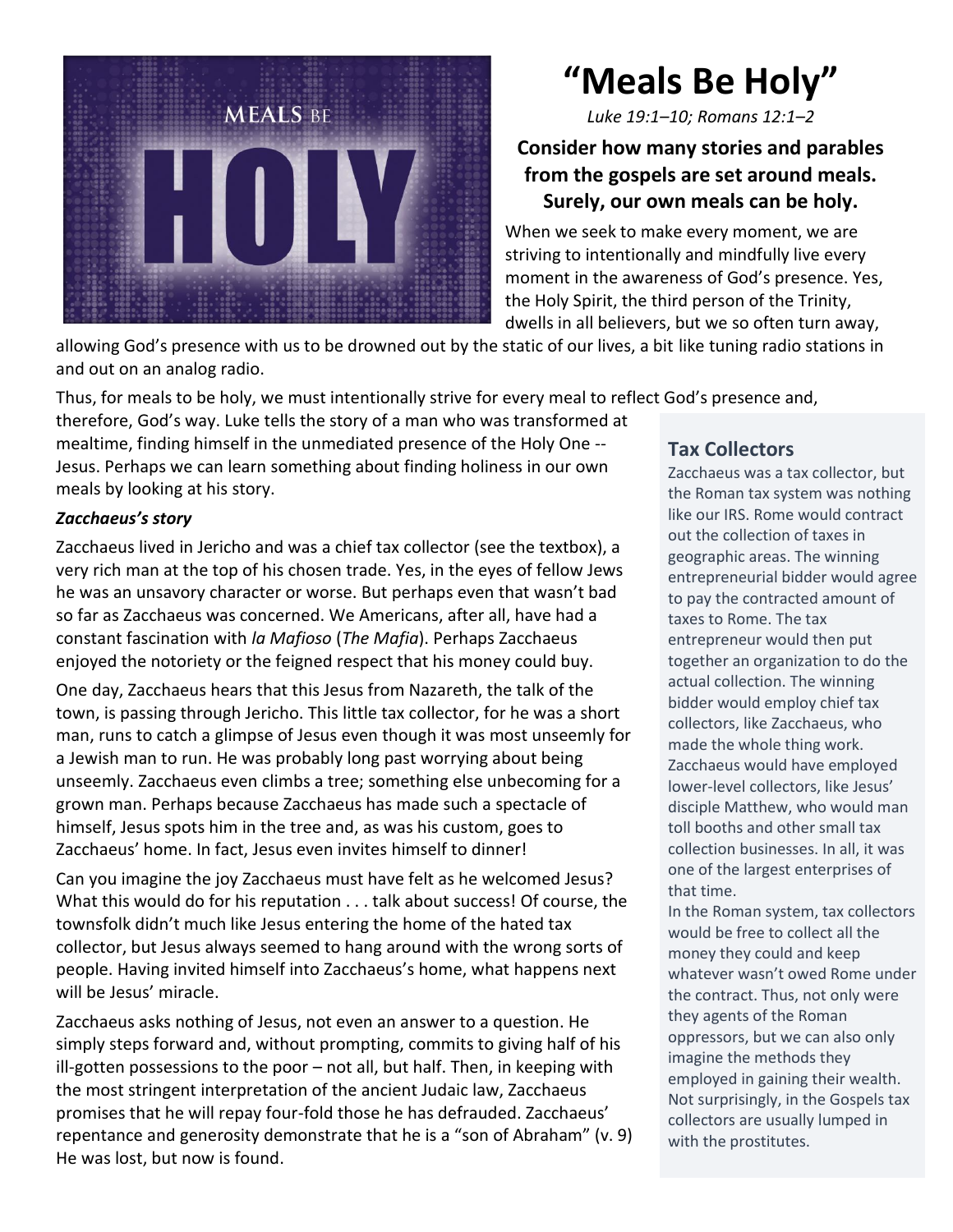# "Meals Be Holy"

*Luke 19:1–10; Romans 12:1–2*

**Consider how many stories and parables from the gospels are set around meals. Surely, our own meals can be holy.**

When we seek to make every moment, we are striving to intentionally and mindfully live every moment in the awareness of God's presence. Yes, the Holy Spirit, the third person of the Trinity, dwells in all believers, but we so often turn away, allowing God's presence with us to be drowned out by the static of our lives, a bit like tuning radio stations in and out on an analog radio.

Thus, for meals to be holy, we must intentionally strive for every meal to reflect God's presence and, therefore, God's way. Luke tells the story of a man who was transformed at mealtime, finding himself in the unmediated presence of the Holy One -- Jesus. Perhaps we can learn something about finding holiness in our own meals by looking at his story.

***Zacchaeus's story***

Zacchaeus lived in Jericho and was a chief tax collector (see the textbox), a very rich man at the top of his chosen trade. Yes, in the eyes of fellow Jews he was an unsavory character or worse. But perhaps even that wasn't bad so far as Zacchaeus was concerned. We Americans, after all, have had a constant fascination with *la Mafioso* (*The Mafia*). Perhaps Zacchaeus enjoyed the notoriety or the feigned respect that his money could buy.

One day, Zacchaeus hears that this Jesus from Nazareth, the talk of the town, is passing through Jericho. This little tax collector, for he was a short man, runs to catch a glimpse of Jesus even though it was most unseemly for a Jewish man to run. He was probably long past worrying about being unseemly. Zacchaeus even climbs a tree; something else unbecoming for a grown man. Perhaps because Zacchaeus has made such a spectacle of himself, Jesus spots him in the tree and, as was his custom, goes to Zacchaeus' home. In fact, Jesus even invites himself to dinner!

Can you imagine the joy Zacchaeus must have felt as he welcomed Jesus? What this would do for his reputation . . . talk about success! Of course, the townsfolk didn't much like Jesus entering the home of the hated tax collector, but Jesus always seemed to hang around with the wrong sorts of people. Having invited himself into Zacchaeus's home, what happens next will be Jesus' miracle.

Zacchaeus asks nothing of Jesus, not even an answer to a question. He simply steps forward and, without prompting, commits to giving half of his ill-gotten possessions to the poor – not all, but half. Then, in keeping with the most stringent interpretation of the ancient Judaic law, Zacchaeus promises that he will repay four-fold those he has defrauded. Zacchaeus' repentance and generosity demonstrate that he is a "son of Abraham" (v. 9) He was lost, but now is found.

### Tax Collectors

Zacchaeus was a tax collector, but the Roman tax system was nothing like our IRS. Rome would contract out the collection of taxes in geographic areas. The winning entrepreneurial bidder would agree to pay the contracted amount of taxes to Rome. The tax entrepreneur would then put together an organization to do the actual collection. The winning bidder would employ chief tax collectors, like Zacchaeus, who made the whole thing work. Zacchaeus would have employed lower-level collectors, like Jesus' disciple Matthew, who would man toll booths and other small tax collection businesses. In all, it was one of the largest enterprises of that time.

In the Roman system, tax collectors would be free to collect all the money they could and keep whatever wasn't owed Rome under the contract. Thus, not only were they agents of the Roman oppressors, but we can also only imagine the methods they employed in gaining their wealth. Not surprisingly, in the Gospels tax collectors are usually lumped in with the prostitutes.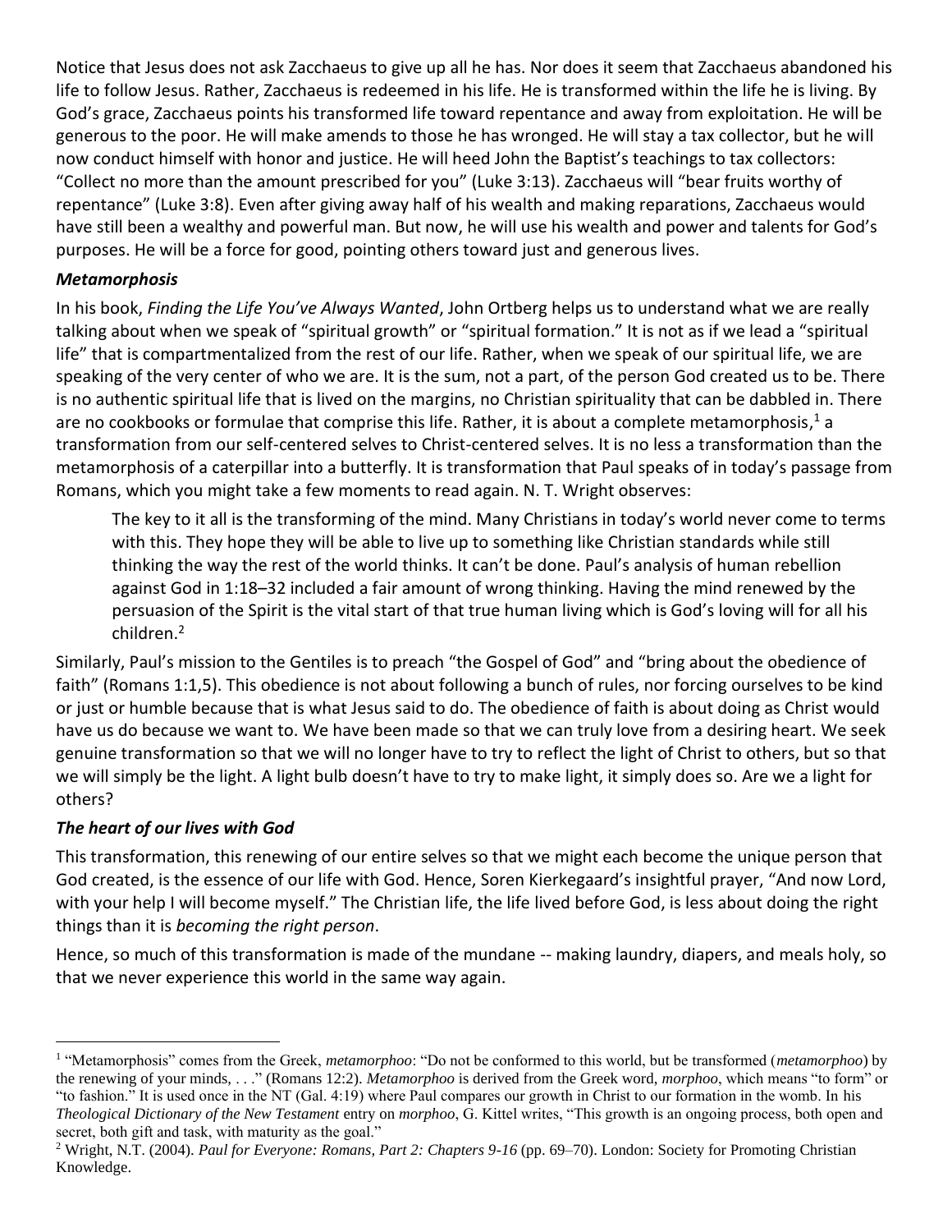Notice that Jesus does not ask Zacchaeus to give up all he has. Nor does it seem that Zacchaeus abandoned his life to follow Jesus. Rather, Zacchaeus is redeemed in his life. He is transformed within the life he is living. By God's grace, Zacchaeus points his transformed life toward repentance and away from exploitation. He will be generous to the poor. He will make amends to those he has wronged. He will stay a tax collector, but he will now conduct himself with honor and justice. He will heed John the Baptist's teachings to tax collectors: "Collect no more than the amount prescribed for you" (Luke 3:13). Zacchaeus will "bear fruits worthy of repentance" (Luke 3:8). Even after giving away half of his wealth and making reparations, Zacchaeus would have still been a wealthy and powerful man. But now, he will use his wealth and power and talents for God's purposes. He will be a force for good, pointing others toward just and generous lives.

### ***Metamorphosis***

In his book, *Finding the Life You've Always Wanted*, John Ortberg helps us to understand what we are really talking about when we speak of "spiritual growth" or "spiritual formation." It is not as if we lead a "spiritual life" that is compartmentalized from the rest of our life. Rather, when we speak of our spiritual life, we are speaking of the very center of who we are. It is the sum, not a part, of the person God created us to be. There is no authentic spiritual life that is lived on the margins, no Christian spirituality that can be dabbled in. There are no cookbooks or formulae that comprise this life. Rather, it is about a complete metamorphosis,[1] a transformation from our self-centered selves to Christ-centered selves. It is no less a transformation than the metamorphosis of a caterpillar into a butterfly. It is transformation that Paul speaks of in today's passage from Romans, which you might take a few moments to read again. N. T. Wright observes:

> The key to it all is the transforming of the mind. Many Christians in today's world never come to terms with this. They hope they will be able to live up to something like Christian standards while still thinking the way the rest of the world thinks. It can't be done. Paul's analysis of human rebellion against God in 1:18–32 included a fair amount of wrong thinking. Having the mind renewed by the persuasion of the Spirit is the vital start of that true human living which is God's loving will for all his children.[2]

Similarly, Paul's mission to the Gentiles is to preach "the Gospel of God" and "bring about the obedience of faith" (Romans 1:1,5). This obedience is not about following a bunch of rules, nor forcing ourselves to be kind or just or humble because that is what Jesus said to do. The obedience of faith is about doing as Christ would have us do because we want to. We have been made so that we can truly love from a desiring heart. We seek genuine transformation so that we will no longer have to try to reflect the light of Christ to others, but so that we will simply be the light. A light bulb doesn't have to try to make light, it simply does so. Are we a light for others?

### ***The heart of our lives with God***

This transformation, this renewing of our entire selves so that we might each become the unique person that God created, is the essence of our life with God. Hence, Soren Kierkegaard's insightful prayer, "And now Lord, with your help I will become myself." The Christian life, the life lived before God, is less about doing the right things than it is *becoming the right person*.

Hence, so much of this transformation is made of the mundane -- making laundry, diapers, and meals holy, so that we never experience this world in the same way again.

---

[1] "Metamorphosis" comes from the Greek, *metamorphoo*: "Do not be conformed to this world, but be transformed (*metamorphoo*) by the renewing of your minds, . . ." (Romans 12:2). *Metamorphoo* is derived from the Greek word, *morphoo*, which means "to form" or "to fashion." It is used once in the NT (Gal. 4:19) where Paul compares our growth in Christ to our formation in the womb. In his *Theological Dictionary of the New Testament* entry on *morphoo*, G. Kittel writes, "This growth is an ongoing process, both open and secret, both gift and task, with maturity as the goal."

[2] Wright, N.T. (2004). *Paul for Everyone: Romans, Part 2: Chapters 9-16* (pp. 69–70). London: Society for Promoting Christian Knowledge.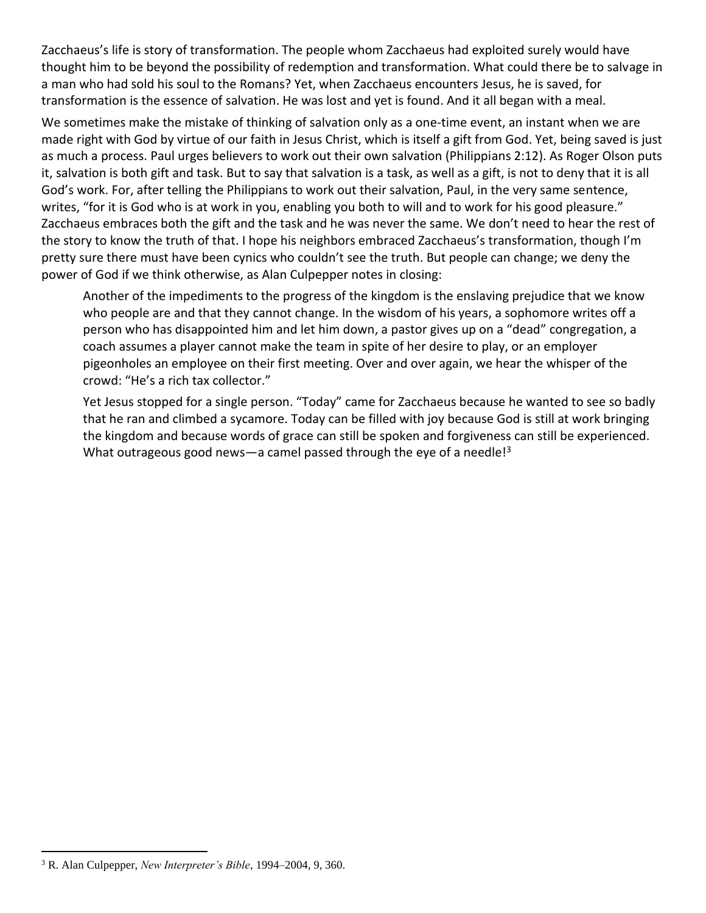Zacchaeus's life is story of transformation. The people whom Zacchaeus had exploited surely would have thought him to be beyond the possibility of redemption and transformation. What could there be to salvage in a man who had sold his soul to the Romans? Yet, when Zacchaeus encounters Jesus, he is saved, for transformation is the essence of salvation. He was lost and yet is found. And it all began with a meal.

We sometimes make the mistake of thinking of salvation only as a one-time event, an instant when we are made right with God by virtue of our faith in Jesus Christ, which is itself a gift from God. Yet, being saved is just as much a process. Paul urges believers to work out their own salvation (Philippians 2:12). As Roger Olson puts it, salvation is both gift and task. But to say that salvation is a task, as well as a gift, is not to deny that it is all God's work. For, after telling the Philippians to work out their salvation, Paul, in the very same sentence, writes, "for it is God who is at work in you, enabling you both to will and to work for his good pleasure." Zacchaeus embraces both the gift and the task and he was never the same. We don't need to hear the rest of the story to know the truth of that. I hope his neighbors embraced Zacchaeus's transformation, though I'm pretty sure there must have been cynics who couldn't see the truth. But people can change; we deny the power of God if we think otherwise, as Alan Culpepper notes in closing:

> Another of the impediments to the progress of the kingdom is the enslaving prejudice that we know who people are and that they cannot change. In the wisdom of his years, a sophomore writes off a person who has disappointed him and let him down, a pastor gives up on a "dead" congregation, a coach assumes a player cannot make the team in spite of her desire to play, or an employer pigeonholes an employee on their first meeting. Over and over again, we hear the whisper of the crowd: "He's a rich tax collector."
>
> Yet Jesus stopped for a single person. "Today" came for Zacchaeus because he wanted to see so badly that he ran and climbed a sycamore. Today can be filled with joy because God is still at work bringing the kingdom and because words of grace can still be spoken and forgiveness can still be experienced. What outrageous good news—a camel passed through the eye of a needle![3]

---

[3] R. Alan Culpepper, *New Interpreter's Bible*, 1994–2004, 9, 360.